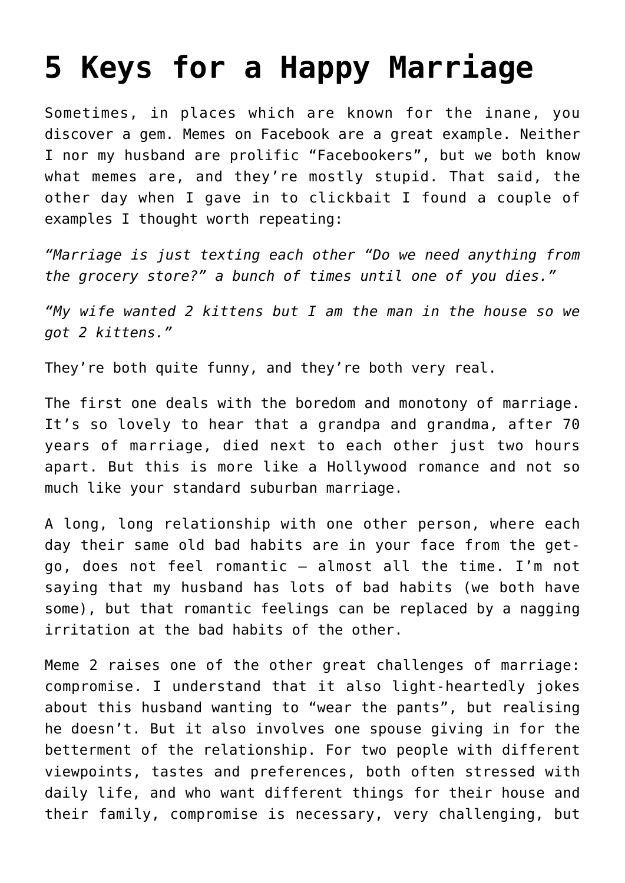# 5 Keys for a Happy Marriage

Sometimes, in places which are known for the inane, you discover a gem. Memes on Facebook are a great example. Neither I nor my husband are prolific "Facebookers", but we both know what memes are, and they're mostly stupid. That said, the other day when I gave in to clickbait I found a couple of examples I thought worth repeating:

*"Marriage is just texting each other "Do we need anything from the grocery store?" a bunch of times until one of you dies."*

*"My wife wanted 2 kittens but I am the man in the house so we got 2 kittens."*

They're both quite funny, and they're both very real.

The first one deals with the boredom and monotony of marriage. It's so lovely to hear that a grandpa and grandma, after 70 years of marriage, died next to each other just two hours apart. But this is more like a Hollywood romance and not so much like your standard suburban marriage.

A long, long relationship with one other person, where each day their same old bad habits are in your face from the get-go, does not feel romantic – almost all the time. I'm not saying that my husband has lots of bad habits (we both have some), but that romantic feelings can be replaced by a nagging irritation at the bad habits of the other.

Meme 2 raises one of the other great challenges of marriage: compromise. I understand that it also light-heartedly jokes about this husband wanting to "wear the pants", but realising he doesn't. But it also involves one spouse giving in for the betterment of the relationship. For two people with different viewpoints, tastes and preferences, both often stressed with daily life, and who want different things for their house and their family, compromise is necessary, very challenging, but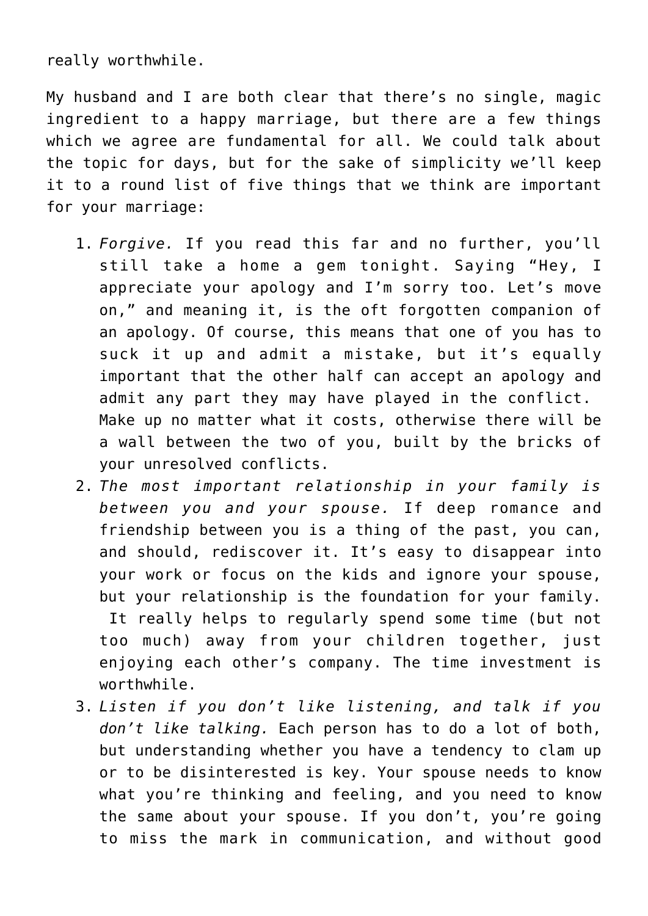really worthwhile.

My husband and I are both clear that there's no single, magic ingredient to a happy marriage, but there are a few things which we agree are fundamental for all. We could talk about the topic for days, but for the sake of simplicity we'll keep it to a round list of five things that we think are important for your marriage:

1. *Forgive.* If you read this far and no further, you'll still take a home a gem tonight. Saying "Hey, I appreciate your apology and I'm sorry too. Let's move on," and meaning it, is the oft forgotten companion of an apology. Of course, this means that one of you has to suck it up and admit a mistake, but it's equally important that the other half can accept an apology and admit any part they may have played in the conflict. Make up no matter what it costs, otherwise there will be a wall between the two of you, built by the bricks of your unresolved conflicts.
2. *The most important relationship in your family is between you and your spouse.* If deep romance and friendship between you is a thing of the past, you can, and should, rediscover it. It's easy to disappear into your work or focus on the kids and ignore your spouse, but your relationship is the foundation for your family. It really helps to regularly spend some time (but not too much) away from your children together, just enjoying each other's company. The time investment is worthwhile.
3. *Listen if you don't like listening, and talk if you don't like talking.* Each person has to do a lot of both, but understanding whether you have a tendency to clam up or to be disinterested is key. Your spouse needs to know what you're thinking and feeling, and you need to know the same about your spouse. If you don't, you're going to miss the mark in communication, and without good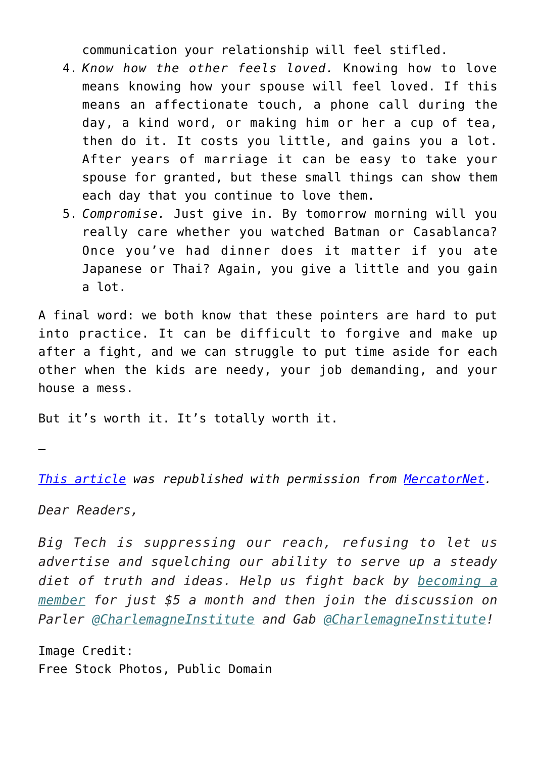communication your relationship will feel stifled.

4. *Know how the other feels loved.* Knowing how to love means knowing how your spouse will feel loved. If this means an affectionate touch, a phone call during the day, a kind word, or making him or her a cup of tea, then do it. It costs you little, and gains you a lot. After years of marriage it can be easy to take your spouse for granted, but these small things can show them each day that you continue to love them.
5. *Compromise.* Just give in. By tomorrow morning will you really care whether you watched Batman or Casablanca? Once you've had dinner does it matter if you ate Japanese or Thai? Again, you give a little and you gain a lot.

A final word: we both know that these pointers are hard to put into practice. It can be difficult to forgive and make up after a fight, and we can struggle to put time aside for each other when the kids are needy, your job demanding, and your house a mess.

But it's worth it. It's totally worth it.

—

*[This article](#) was republished with permission from [MercatorNet](#).*

*Dear Readers,*

*Big Tech is suppressing our reach, refusing to let us advertise and squelching our ability to serve up a steady diet of truth and ideas. Help us fight back by [becoming a member](#) for just $5 a month and then join the discussion on Parler [@CharlemagneInstitute](#) and Gab [@CharlemagneInstitute](#)!*

Image Credit:
Free Stock Photos, Public Domain